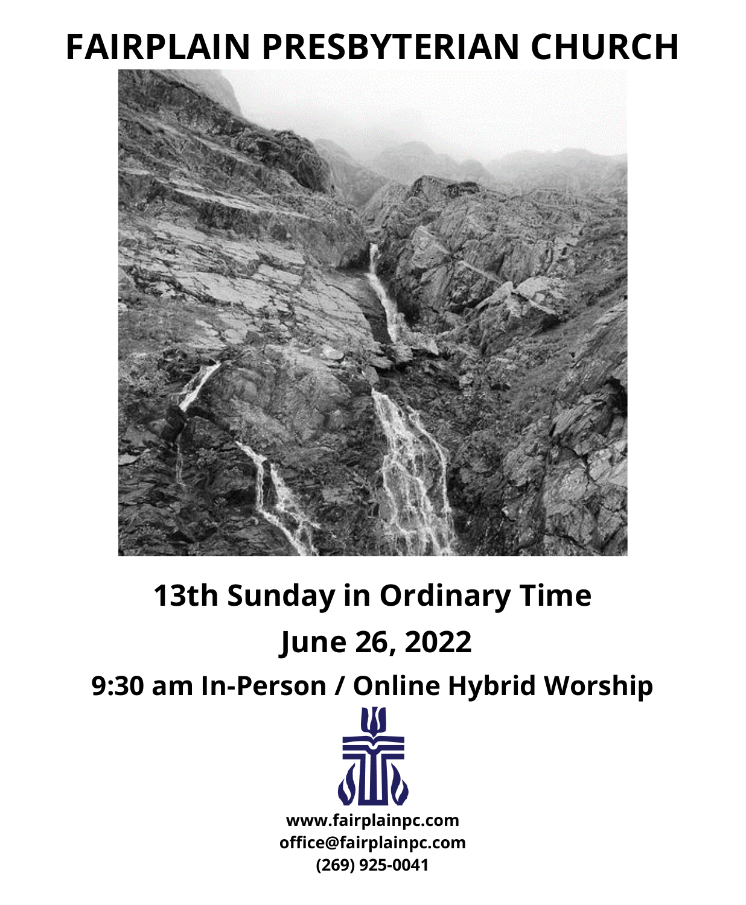# FAIRPLAIN PRESBYTERIAN CHURCH

## 13th Sunday in Ordinary Time

## June 26, 2022

## 9:30 am In-Person / Online Hybrid Worship

**www.fairplainpc.com**
**office@fairplainpc.com**
**(269) 925-0041**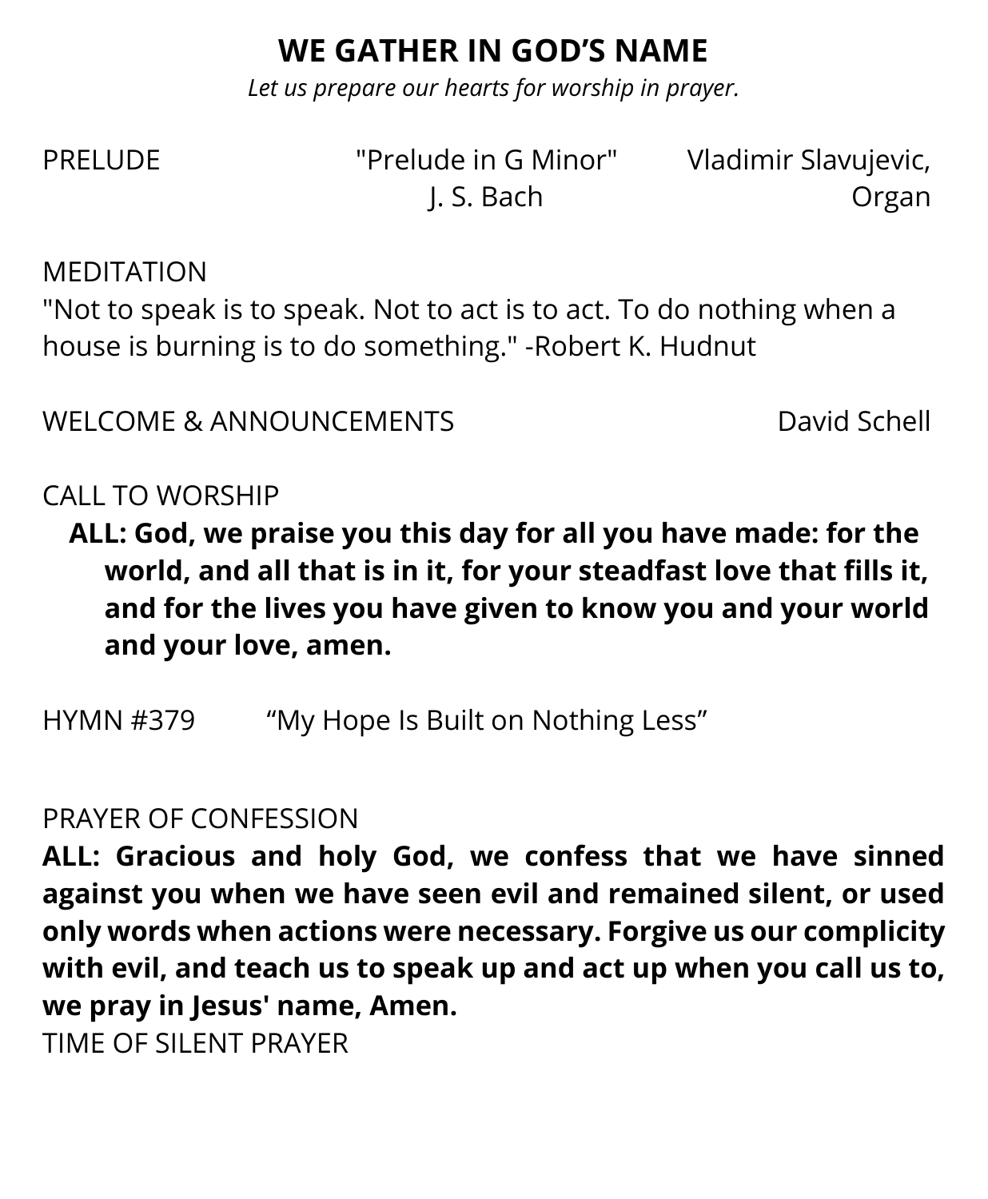## WE GATHER IN GOD'S NAME

*Let us prepare our hearts for worship in prayer.*

PRELUDE "Prelude in G Minor" J. S. Bach — Vladimir Slavujevic, Organ

MEDITATION

"Not to speak is to speak. Not to act is to act. To do nothing when a house is burning is to do something." -Robert K. Hudnut

WELCOME & ANNOUNCEMENTS — David Schell

CALL TO WORSHIP

**ALL: God, we praise you this day for all you have made: for the world, and all that is in it, for your steadfast love that fills it, and for the lives you have given to know you and your world and your love, amen.**

HYMN #379 "My Hope Is Built on Nothing Less"

PRAYER OF CONFESSION

**ALL: Gracious and holy God, we confess that we have sinned against you when we have seen evil and remained silent, or used only words when actions were necessary. Forgive us our complicity with evil, and teach us to speak up and act up when you call us to, we pray in Jesus' name, Amen.**

TIME OF SILENT PRAYER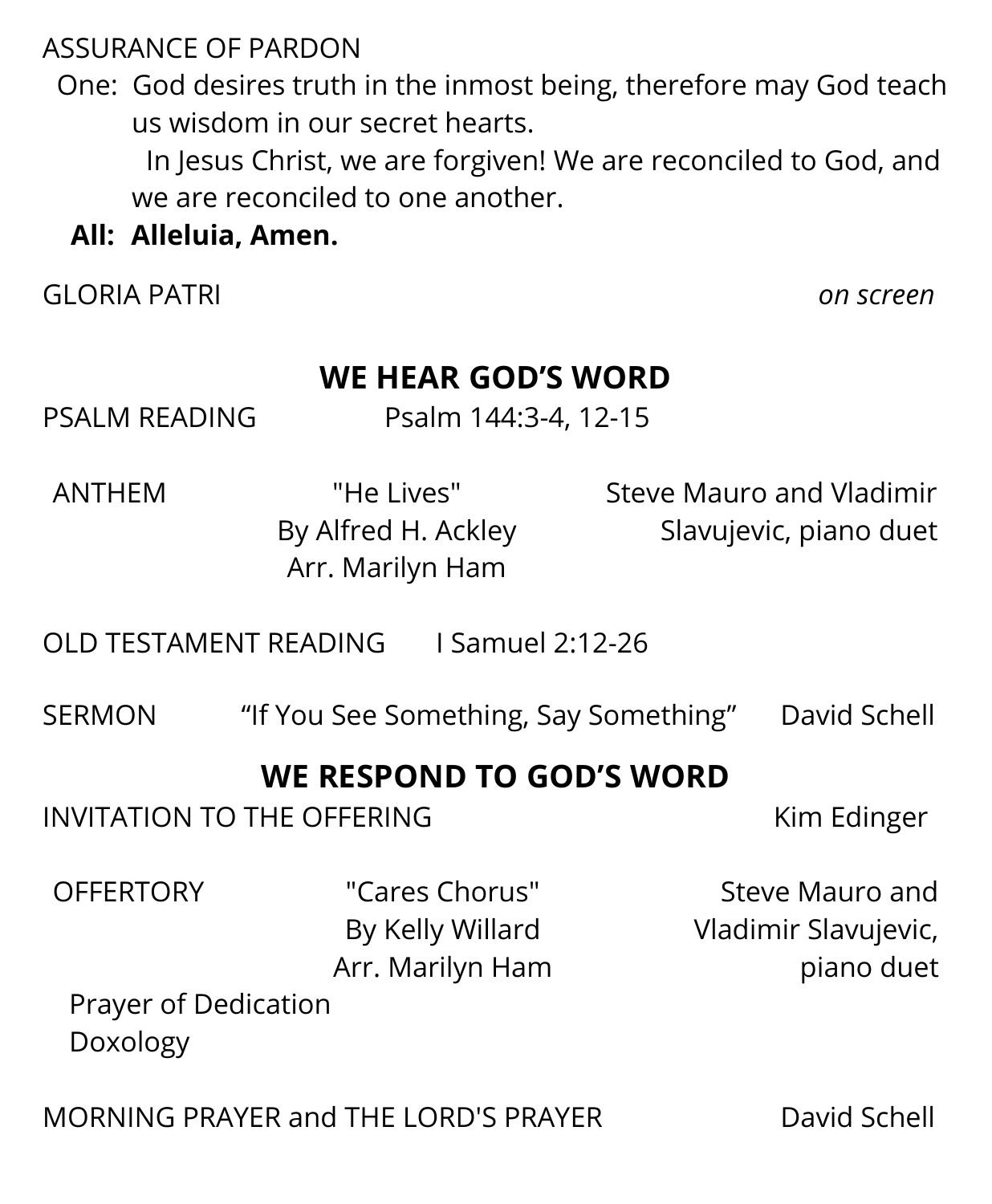ASSURANCE OF PARDON

One: God desires truth in the inmost being, therefore may God teach us wisdom in our secret hearts.

In Jesus Christ, we are forgiven! We are reconciled to God, and we are reconciled to one another.

**All: Alleluia, Amen.**

GLORIA PATRI *on screen*

## WE HEAR GOD'S WORD

PSALM READING Psalm 144:3-4, 12-15

ANTHEM "He Lives" By Alfred H. Ackley Arr. Marilyn Ham — Steve Mauro and Vladimir Slavujevic, piano duet

OLD TESTAMENT READING I Samuel 2:12-26

SERMON "If You See Something, Say Something" David Schell

## WE RESPOND TO GOD'S WORD

INVITATION TO THE OFFERING Kim Edinger

OFFERTORY "Cares Chorus" By Kelly Willard Arr. Marilyn Ham — Steve Mauro and Vladimir Slavujevic, piano duet

Prayer of Dedication

Doxology

MORNING PRAYER and THE LORD'S PRAYER David Schell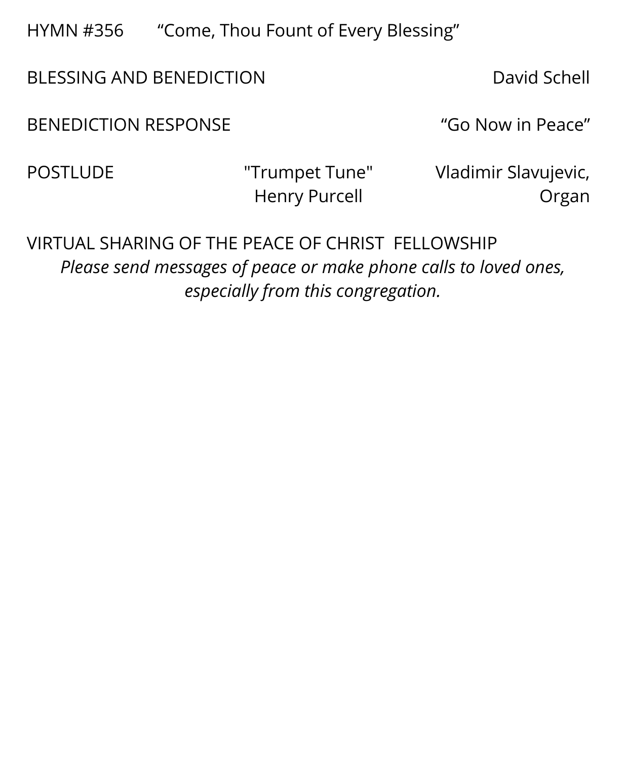HYMN #356 “Come, Thou Fount of Every Blessing”

BLESSING AND BENEDICTION David Schell

BENEDICTION RESPONSE “Go Now in Peace”

POSTLUDE "Trumpet Tune" Henry Purcell Vladimir Slavujevic, Organ

VIRTUAL SHARING OF THE PEACE OF CHRIST FELLOWSHIP

*Please send messages of peace or make phone calls to loved ones, especially from this congregation.*